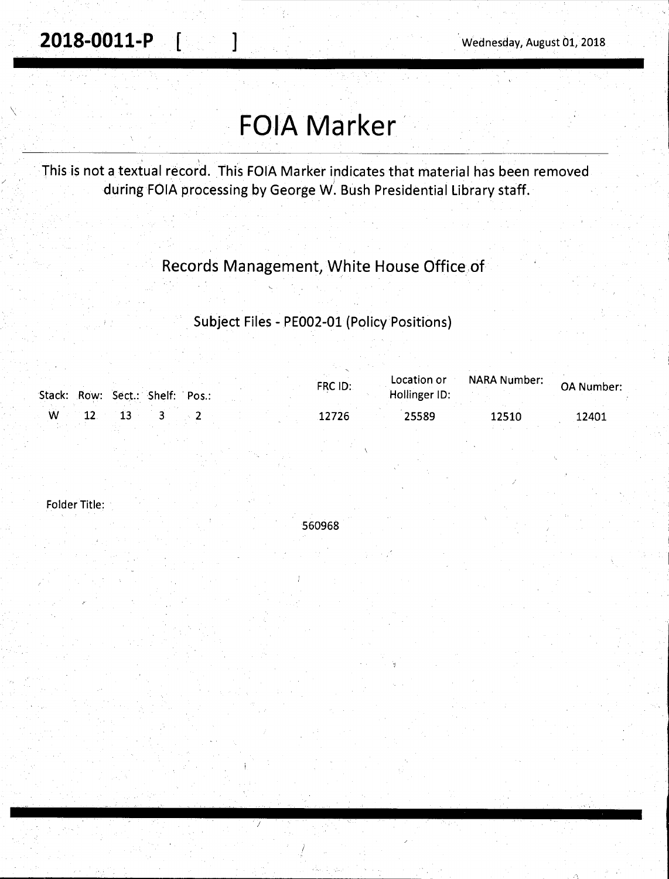**2018-0011-P [ ]** Wednesday, August 01, 2018

# FOIA Marker

This is not a textual record. This FOIA Marker indicates that material has been removed during FOIA processing by George W. Bush Presidential Library staff.

Records Management, White House Office of

Subject Files - PE002-01 (Policy Positions)

| Stack: | Row: | Sect.: | Shelf: | Pos.: | FRC ID: | Location or Hollinger ID: | NARA Number: | OA Number: |
|---|---|---|---|---|---|---|---|---|
| W | 12 | 13 | 3 | 2 | 12726 | 25589 | 12510 | 12401 |

Folder Title:

560968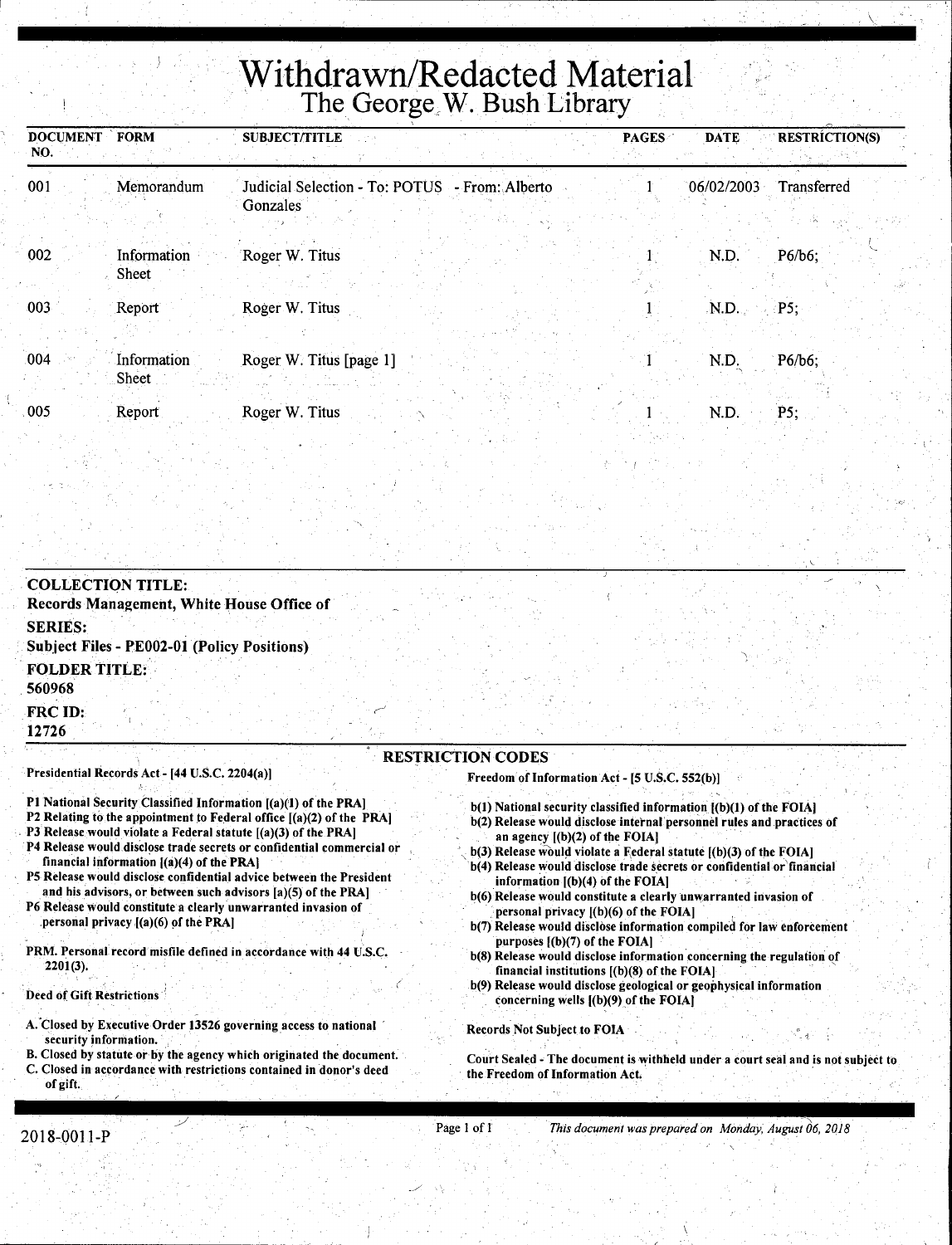# Withdrawn/Redacted Material
## The George W. Bush Library

| DOCUMENT NO. | FORM | SUBJECT/TITLE | PAGES | DATE | RESTRICTION(S) |
|---|---|---|---|---|---|
| 001 | Memorandum | Judicial Selection - To: POTUS - From: Alberto Gonzales | 1 | 06/02/2003 | Transferred |
| 002 | Information Sheet | Roger W. Titus | 1 | N.D. | P6/b6; |
| 003 | Report | Roger W. Titus | 1 | N.D. | P5; |
| 004 | Information Sheet | Roger W. Titus [page 1] | 1 | N.D. | P6/b6; |
| 005 | Report | Roger W. Titus | 1 | N.D. | P5; |

**COLLECTION TITLE:**
Records Management, White House Office of

**SERIES:**
Subject Files - PE002-01 (Policy Positions)

**FOLDER TITLE:**
560968

**FRC ID:**
12726

**RESTRICTION CODES**

Presidential Records Act - [44 U.S.C. 2204(a)]

P1 National Security Classified Information [(a)(1) of the PRA]
P2 Relating to the appointment to Federal office [(a)(2) of the PRA]
P3 Release would violate a Federal statute [(a)(3) of the PRA]
P4 Release would disclose trade secrets or confidential commercial or financial information [(a)(4) of the PRA]
P5 Release would disclose confidential advice between the President and his advisors, or between such advisors [a)(5) of the PRA]
P6 Release would constitute a clearly unwarranted invasion of personal privacy [(a)(6) of the PRA]

PRM. Personal record misfile defined in accordance with 44 U.S.C. 2201(3).

Deed of Gift Restrictions

A. Closed by Executive Order 13526 governing access to national security information.
B. Closed by statute or by the agency which originated the document.
C. Closed in accordance with restrictions contained in donor's deed of gift.

Freedom of Information Act - [5 U.S.C. 552(b)]

b(1) National security classified information [(b)(1) of the FOIA]
b(2) Release would disclose internal personnel rules and practices of an agency [(b)(2) of the FOIA]
b(3) Release would violate a Federal statute [(b)(3) of the FOIA]
b(4) Release would disclose trade secrets or confidential or financial information [(b)(4) of the FOIA]
b(6) Release would constitute a clearly unwarranted invasion of personal privacy [(b)(6) of the FOIA]
b(7) Release would disclose information compiled for law enforcement purposes [(b)(7) of the FOIA]
b(8) Release would disclose information concerning the regulation of financial institutions [(b)(8) of the FOIA]
b(9) Release would disclose geological or geophysical information concerning wells [(b)(9) of the FOIA]

Records Not Subject to FOIA

Court Sealed - The document is withheld under a court seal and is not subject to the Freedom of Information Act.

2018-0011-P

*This document was prepared on Monday, August 06, 2018*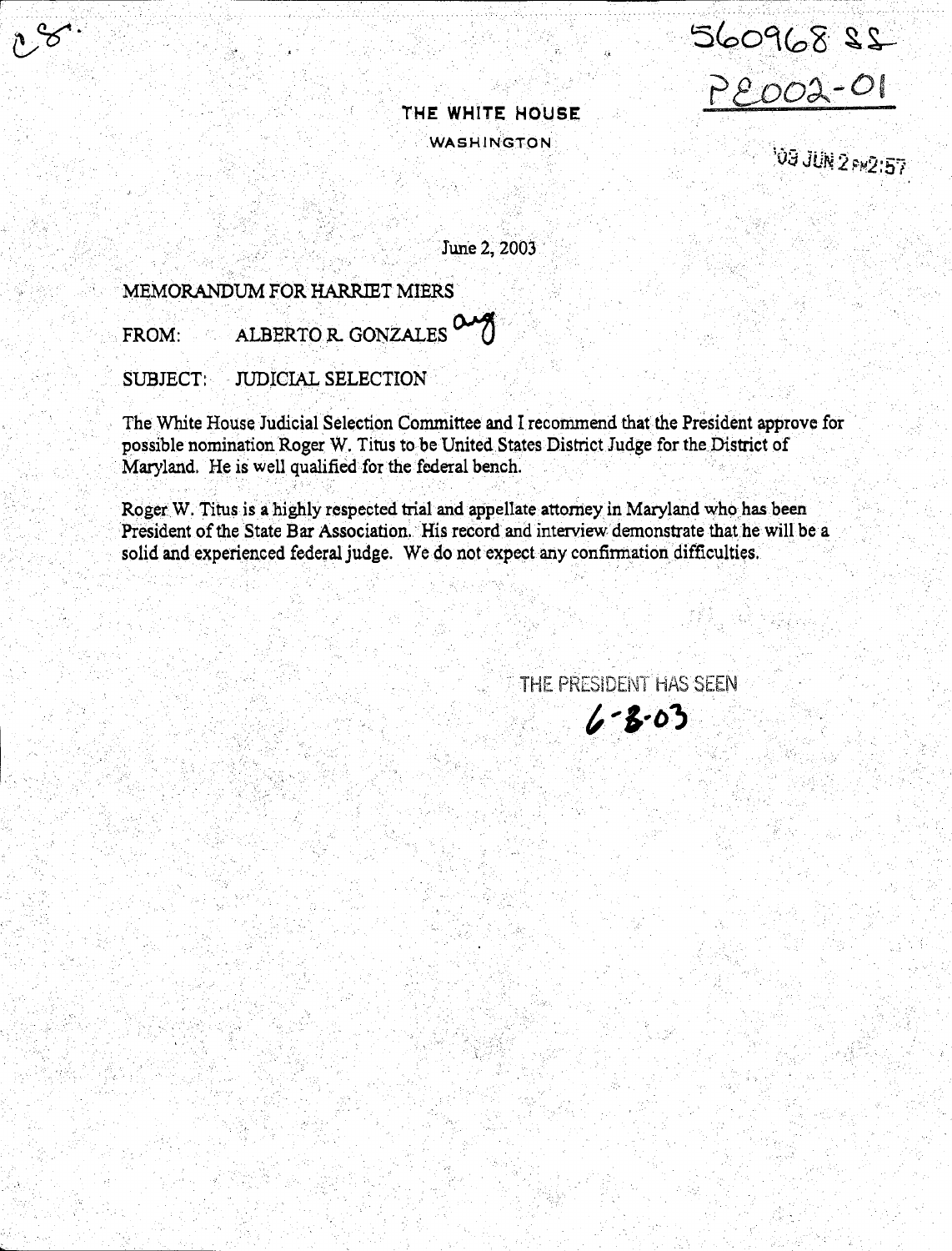560968 SS
PE002-01

# THE WHITE HOUSE

WASHINGTON

'03 JUN 2 PM2:57

June 2, 2003

MEMORANDUM FOR HARRIET MIERS

FROM: ALBERTO R. GONZALES

SUBJECT: JUDICIAL SELECTION

The White House Judicial Selection Committee and I recommend that the President approve for possible nomination Roger W. Titus to be United States District Judge for the District of Maryland. He is well qualified for the federal bench.

Roger W. Titus is a highly respected trial and appellate attorney in Maryland who has been President of the State Bar Association. His record and interview demonstrate that he will be a solid and experienced federal judge. We do not expect any confirmation difficulties.

THE PRESIDENT HAS SEEN
6-8-03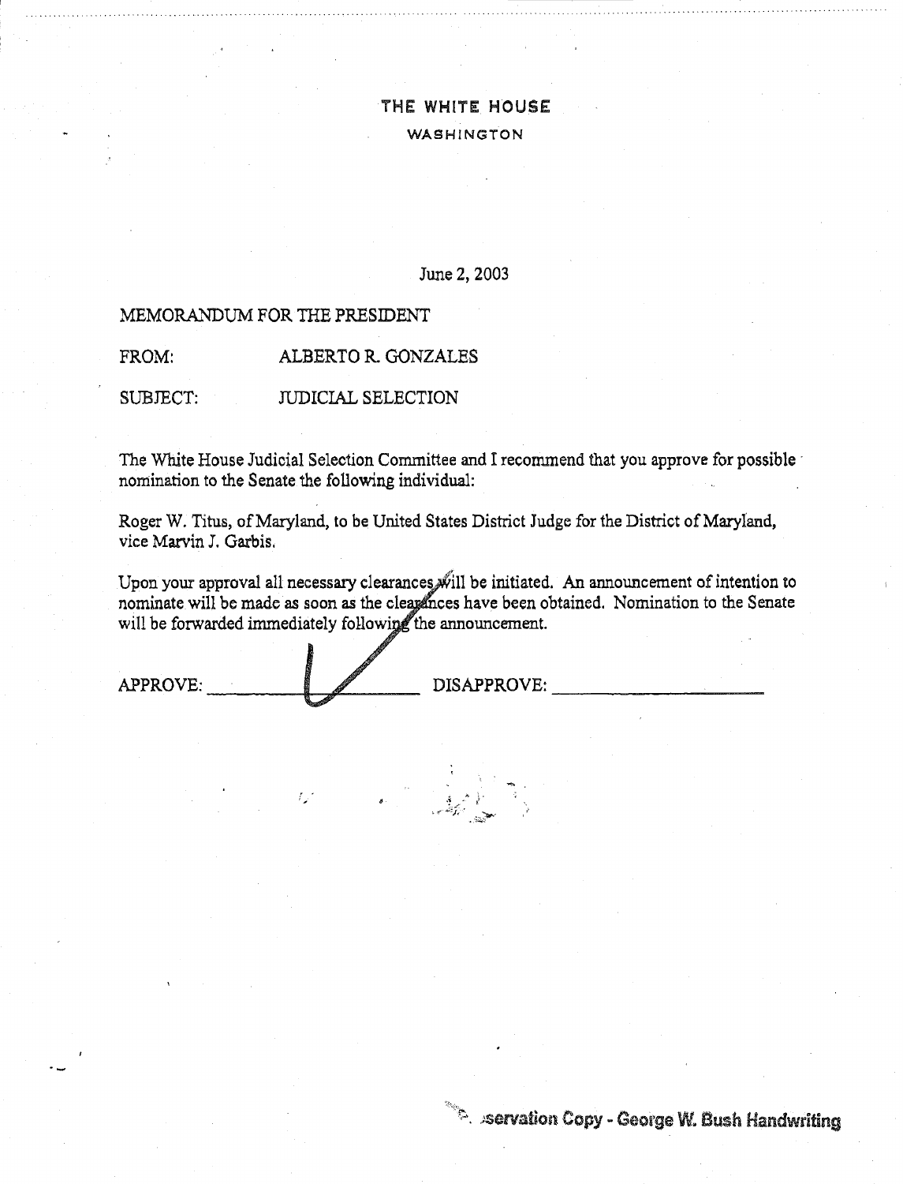# THE WHITE HOUSE

WASHINGTON

June 2, 2003

MEMORANDUM FOR THE PRESIDENT

FROM: ALBERTO R. GONZALES

SUBJECT: JUDICIAL SELECTION

The White House Judicial Selection Committee and I recommend that you approve for possible nomination to the Senate the following individual:

Roger W. Titus, of Maryland, to be United States District Judge for the District of Maryland, vice Marvin J. Garbis.

Upon your approval all necessary clearances will be initiated. An announcement of intention to nominate will be made as soon as the clearances have been obtained. Nomination to the Senate will be forwarded immediately following the announcement.

APPROVE: ✓ DISAPPROVE: ____________

Preservation Copy - George W. Bush Handwriting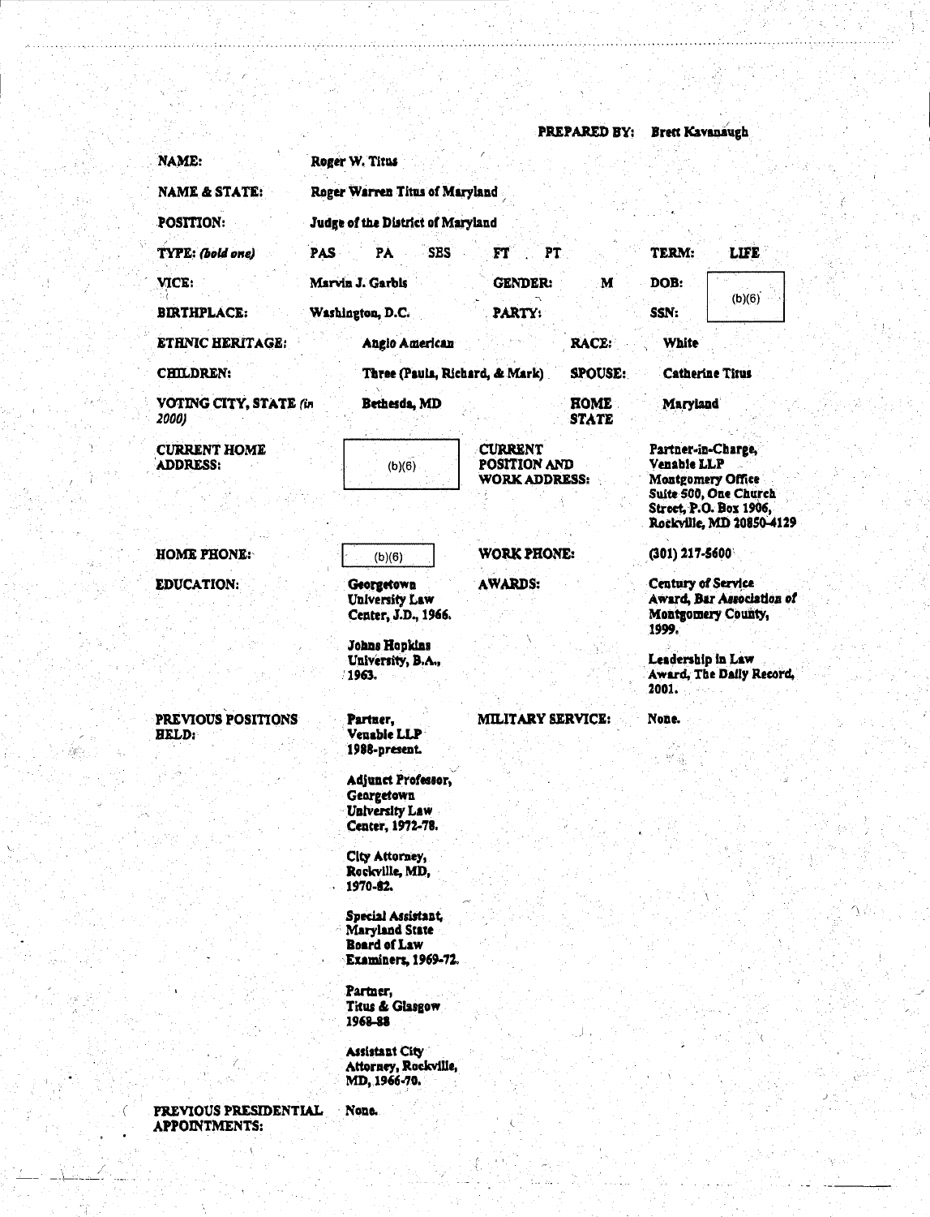**PREPARED BY:** Brett Kavanaugh

| | | | | | |
|---|---|---|---|---|---|
| **NAME:** | Roger W. Titus | | | | |
| **NAME & STATE:** | Roger Warren Titus of Maryland | | | | |
| **POSITION:** | Judge of the District of Maryland | | | | |
| **TYPE:** *(bold one)* | PAS PA SES | FT PT | | **TERM:** | LIFE |
| **VICE:** | Marvin J. Garbis | **GENDER:** | M | **DOB:** | (b)(6) |
| **BIRTHPLACE:** | Washington, D.C. | **PARTY:** | | **SSN:** | |
| **ETHNIC HERITAGE:** | Anglo American | | **RACE:** | White | |
| **CHILDREN:** | Three (Paula, Richard, & Mark) | | **SPOUSE:** | Catherine Titus | |
| **VOTING CITY, STATE** *(in 2000)* | Bethesda, MD | | **HOME STATE** | Maryland | |
| **CURRENT HOME ADDRESS:** | (b)(6) | **CURRENT POSITION AND WORK ADDRESS:** | | Partner-in-Charge, Venable LLP Montgomery Office Suite 500, One Church Street, P.O. Box 1906, Rockville, MD 20850-4129 | |
| **HOME PHONE:** | (b)(6) | **WORK PHONE:** | | (301) 217-5600 | |
| **EDUCATION:** | Georgetown University Law Center, J.D., 1966.<br><br>Johns Hopkins University, B.A., 1963. | **AWARDS:** | | Century of Service Award, Bar Association of Montgomery County, 1999.<br><br>Leadership in Law Award, The Daily Record, 2001. | |
| **PREVIOUS POSITIONS HELD:** | Partner, Venable LLP 1988-present.<br><br>Adjunct Professor, Georgetown University Law Center, 1972-78.<br><br>City Attorney, Rockville, MD, 1970-82.<br><br>Special Assistant, Maryland State Board of Law Examiners, 1969-72.<br><br>Partner, Titus & Glasgow 1968-88<br><br>Assistant City Attorney, Rockville, MD, 1966-70. | **MILITARY SERVICE:** | | None. | |
| **PREVIOUS PRESIDENTIAL APPOINTMENTS:** | None. | | | | |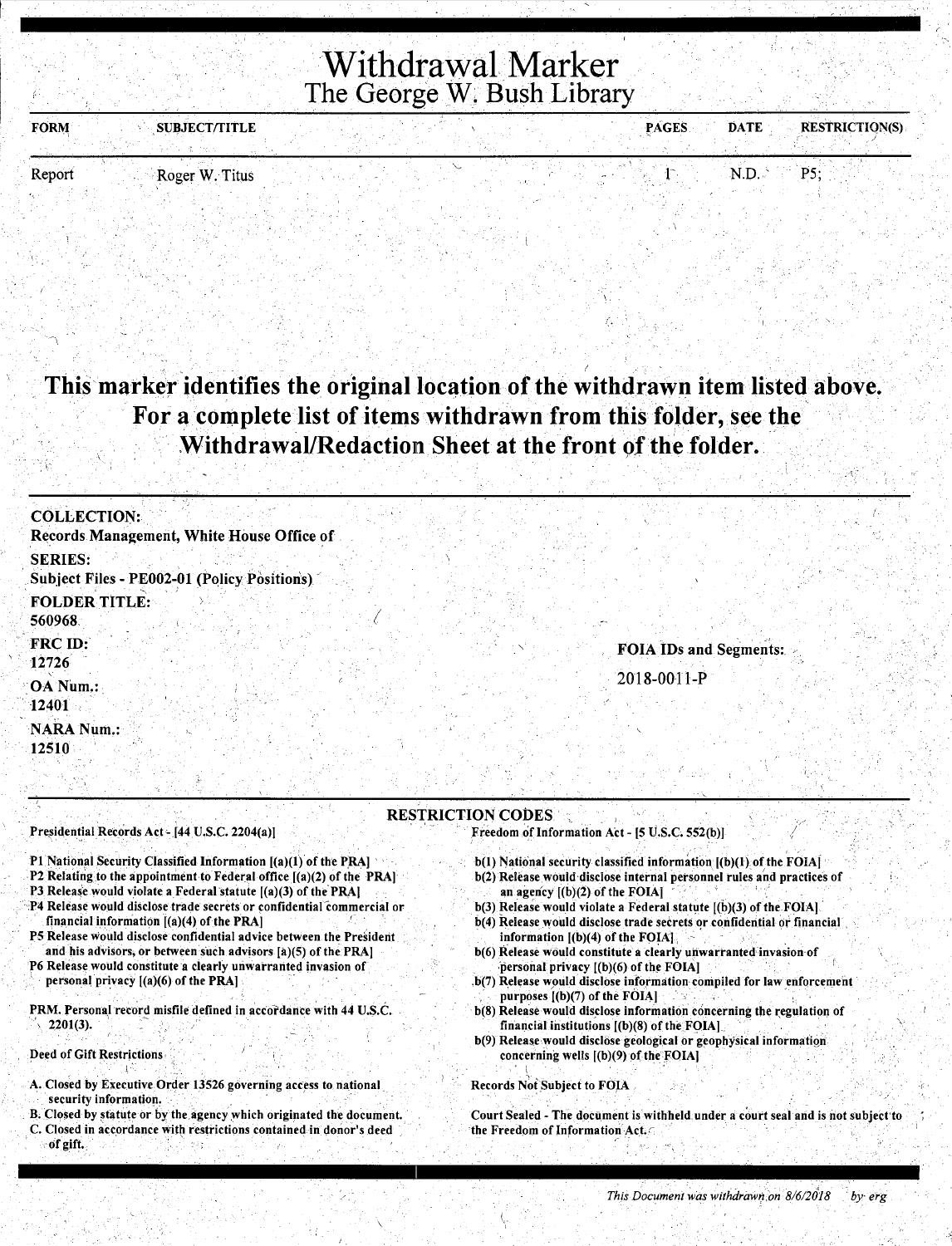# Withdrawal Marker

## The George W. Bush Library

| FORM | SUBJECT/TITLE | PAGES | DATE | RESTRICTION(S) |
|---|---|---|---|---|
| Report | Roger W. Titus | 1 | N.D. | P5; |

**This marker identifies the original location of the withdrawn item listed above. For a complete list of items withdrawn from this folder, see the Withdrawal/Redaction Sheet at the front of the folder.**

**COLLECTION:**
Records Management, White House Office of

**SERIES:**
Subject Files - PE002-01 (Policy Positions)

**FOLDER TITLE:**
560968

**FRC ID:**
12726

**OA Num.:**
12401

**NARA Num.:**
12510

**FOIA IDs and Segments:**

2018-0011-P

## RESTRICTION CODES

Presidential Records Act - [44 U.S.C. 2204(a)]

P1 National Security Classified Information [(a)(1) of the PRA]
P2 Relating to the appointment to Federal office [(a)(2) of the PRA]
P3 Release would violate a Federal statute [(a)(3) of the PRA]
P4 Release would disclose trade secrets or confidential commercial or financial information [(a)(4) of the PRA]
P5 Release would disclose confidential advice between the President and his advisors, or between such advisors [a)(5) of the PRA]
P6 Release would constitute a clearly unwarranted invasion of personal privacy [(a)(6) of the PRA]

PRM. Personal record misfile defined in accordance with 44 U.S.C. 2201(3).

Deed of Gift Restrictions

A. Closed by Executive Order 13526 governing access to national security information.
B. Closed by statute or by the agency which originated the document.
C. Closed in accordance with restrictions contained in donor's deed of gift.

Freedom of Information Act - [5 U.S.C. 552(b)]

b(1) National security classified information [(b)(1) of the FOIA]
b(2) Release would disclose internal personnel rules and practices of an agency [(b)(2) of the FOIA]
b(3) Release would violate a Federal statute [(b)(3) of the FOIA]
b(4) Release would disclose trade secrets or confidential or financial information [(b)(4) of the FOIA]
b(6) Release would constitute a clearly unwarranted invasion of personal privacy [(b)(6) of the FOIA]
b(7) Release would disclose information compiled for law enforcement purposes [(b)(7) of the FOIA]
b(8) Release would disclose information concerning the regulation of financial institutions [(b)(8) of the FOIA]
b(9) Release would disclose geological or geophysical information concerning wells [(b)(9) of the FOIA]

Records Not Subject to FOIA

Court Sealed - The document is withheld under a court seal and is not subject to the Freedom of Information Act.

*This Document was withdrawn on 8/6/2018 by erg*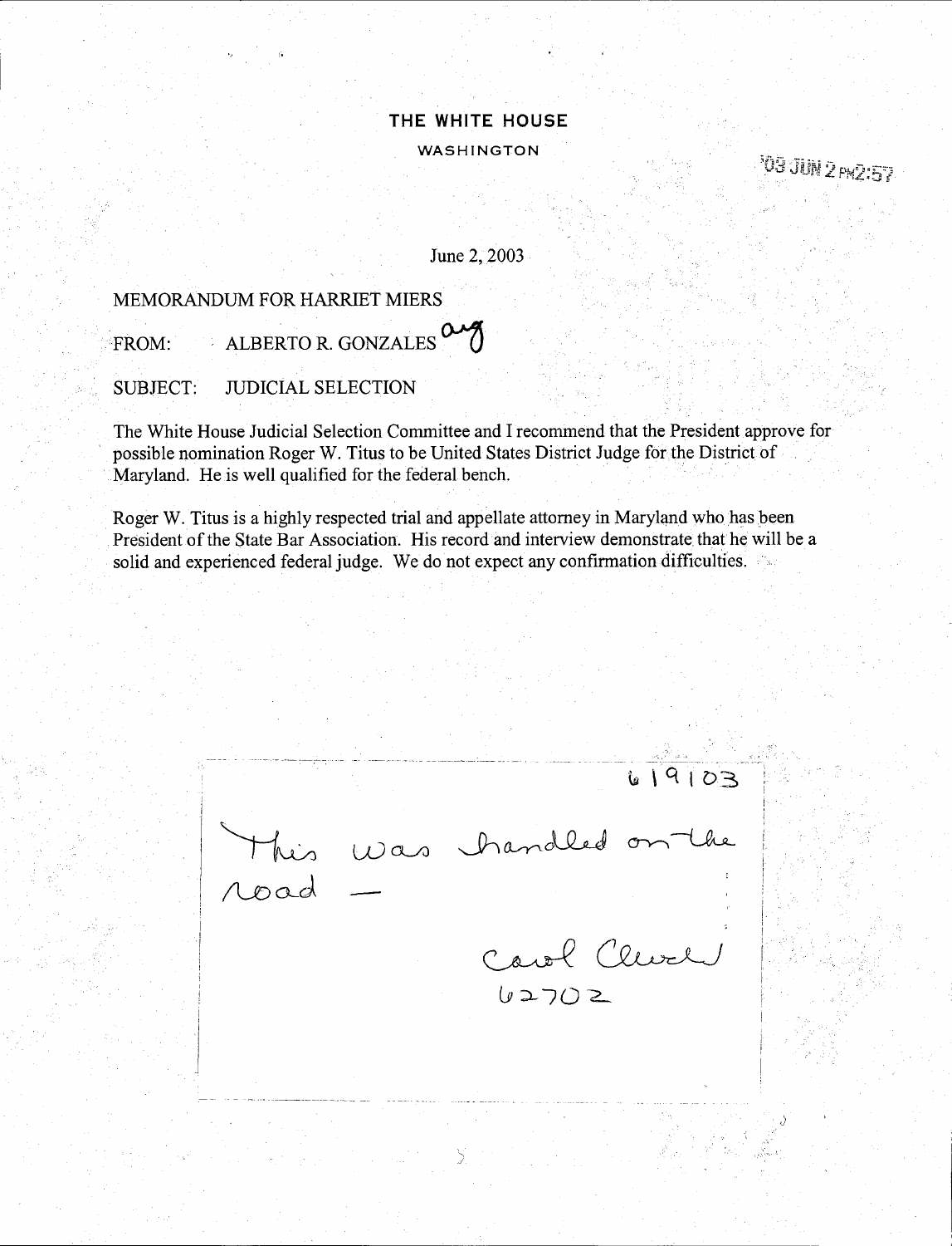# THE WHITE HOUSE

WASHINGTON

'03 JUN 2 PM2:57

June 2, 2003

MEMORANDUM FOR HARRIET MIERS

FROM: ALBERTO R. GONZALES *arg*

SUBJECT: JUDICIAL SELECTION

The White House Judicial Selection Committee and I recommend that the President approve for possible nomination Roger W. Titus to be United States District Judge for the District of Maryland. He is well qualified for the federal bench.

Roger W. Titus is a highly respected trial and appellate attorney in Maryland who has been President of the State Bar Association. His record and interview demonstrate that he will be a solid and experienced federal judge. We do not expect any confirmation difficulties.

6/9/03

This was handled on the road —

Carol Church

62703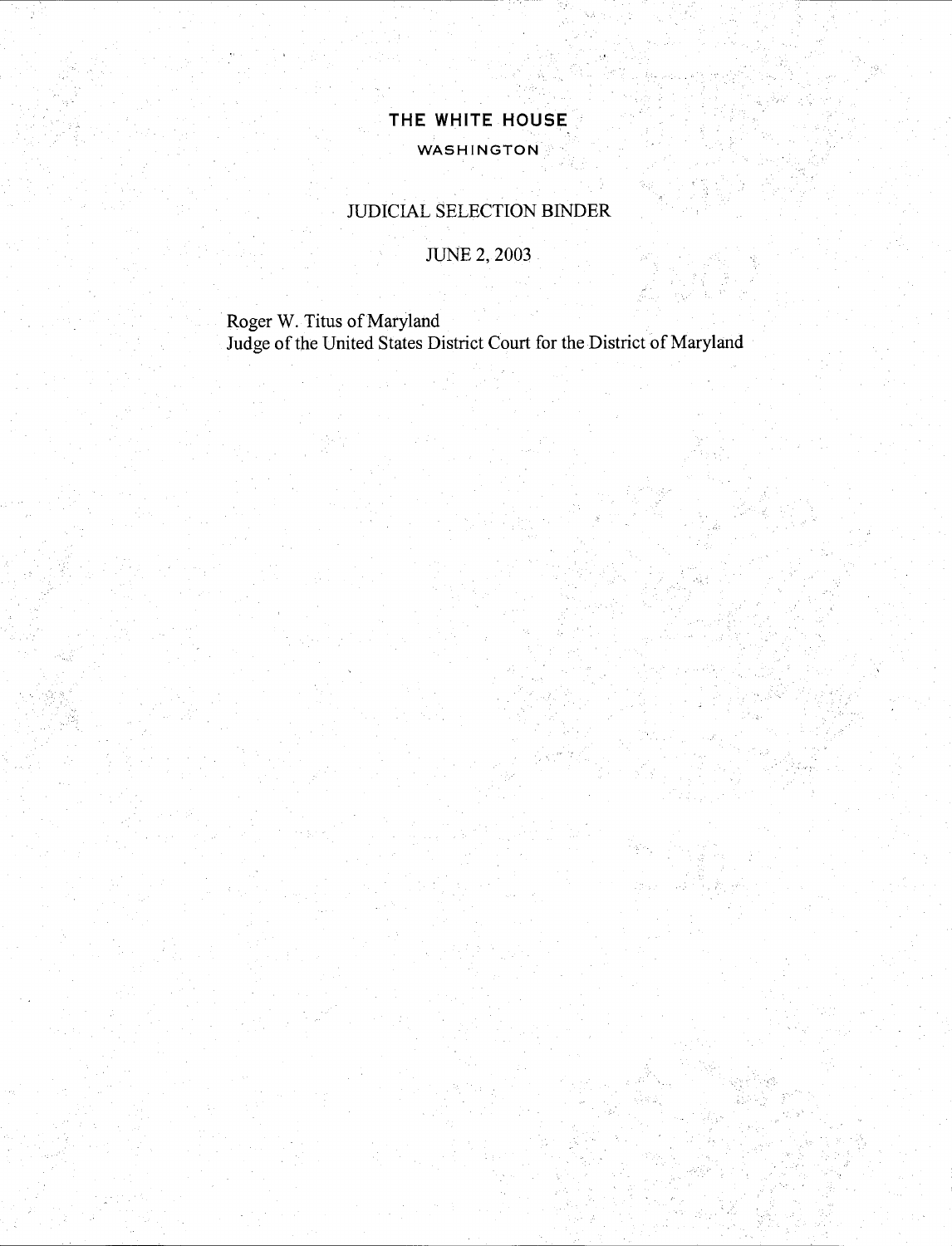**THE WHITE HOUSE**

WASHINGTON

JUDICIAL SELECTION BINDER

JUNE 2, 2003

Roger W. Titus of Maryland
Judge of the United States District Court for the District of Maryland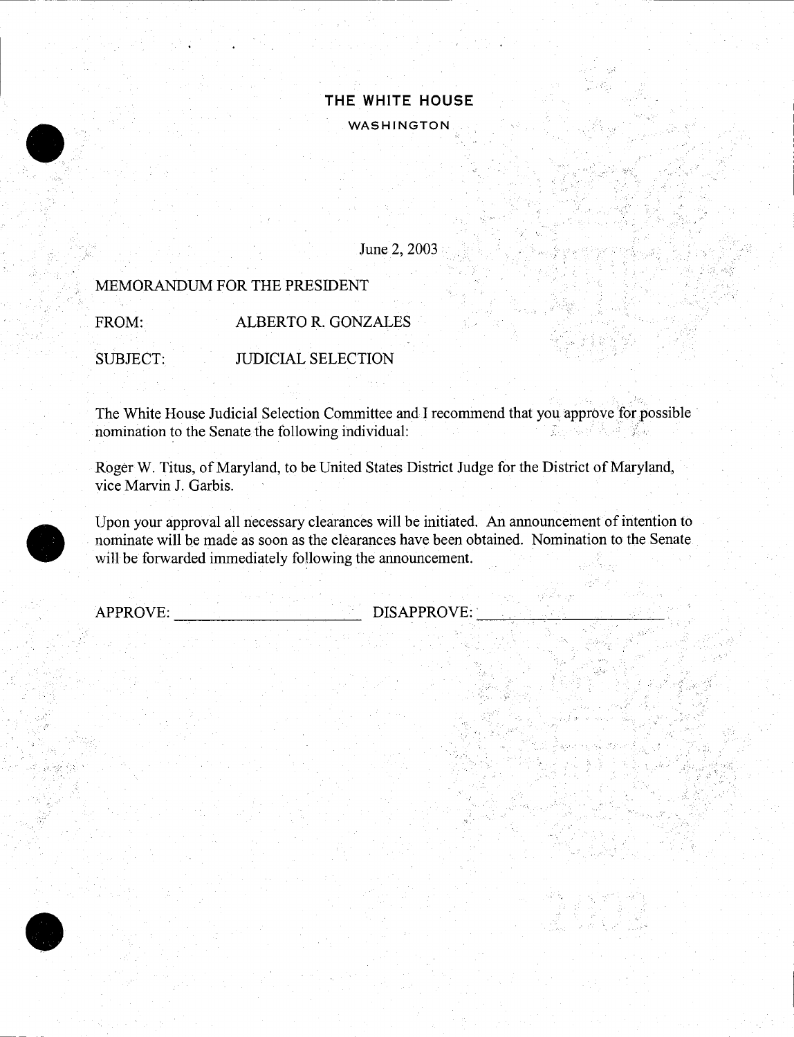# THE WHITE HOUSE

WASHINGTON

June 2, 2003

MEMORANDUM FOR THE PRESIDENT

FROM: ALBERTO R. GONZALES

SUBJECT: JUDICIAL SELECTION

The White House Judicial Selection Committee and I recommend that you approve for possible nomination to the Senate the following individual:

Roger W. Titus, of Maryland, to be United States District Judge for the District of Maryland, vice Marvin J. Garbis.

Upon your approval all necessary clearances will be initiated. An announcement of intention to nominate will be made as soon as the clearances have been obtained. Nomination to the Senate will be forwarded immediately following the announcement.

APPROVE: ______________________ DISAPPROVE: ______________________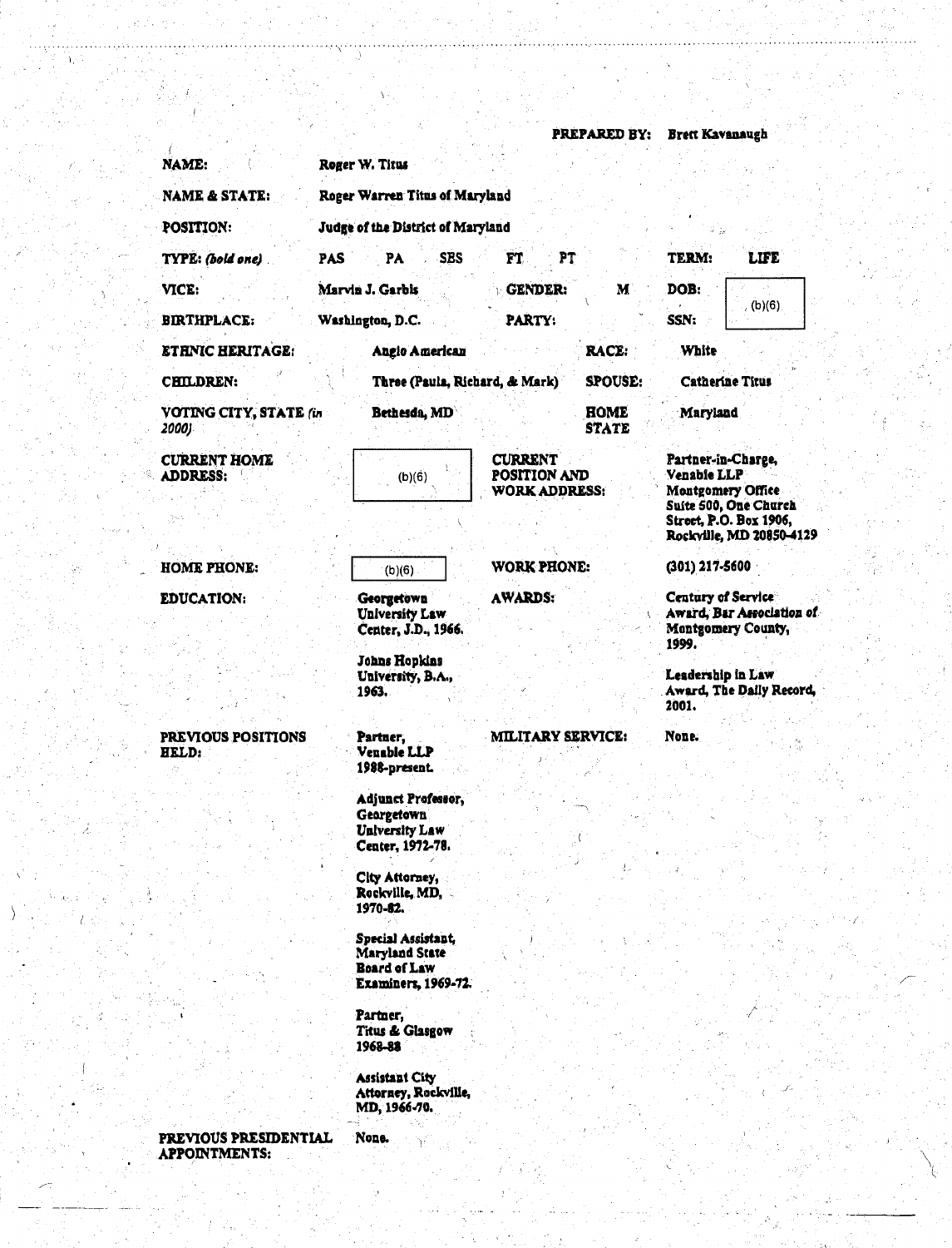**PREPARED BY:** Brett Kavanaugh

| | | | | | |
|---|---|---|---|---|---|
| **NAME:** | Roger W. Titus | | | | |
| **NAME & STATE:** | Roger Warren Titus of Maryland | | | | |
| **POSITION:** | Judge of the District of Maryland | | | | |
| **TYPE:** *(bold one)* | PAS PA SES FT PT | | | **TERM:** | LIFE |
| **VICE:** | Marvin J. Garbis | **GENDER:** | M | **DOB:** | (b)(6) |
| **BIRTHPLACE:** | Washington, D.C. | **PARTY:** | | **SSN:** | |
| **ETHNIC HERITAGE:** | Anglo American | | | **RACE:** | White |
| **CHILDREN:** | Three (Paula, Richard, & Mark) | | | **SPOUSE:** | Catherine Titus |
| **VOTING CITY, STATE** *(in 2000)* | Bethesda, MD | | | **HOME STATE** | Maryland |
| **CURRENT HOME ADDRESS:** | (b)(6) | **CURRENT POSITION AND WORK ADDRESS:** | | | Partner-in-Charge, Venable LLP Montgomery Office Suite 500, One Church Street, P.O. Box 1906, Rockville, MD 20850-4129 |
| **HOME PHONE:** | (b)(6) | **WORK PHONE:** | | | (301) 217-5600 |
| **EDUCATION:** | Georgetown University Law Center, J.D., 1966.<br><br>Johns Hopkins University, B.A., 1963. | **AWARDS:** | | | Century of Service Award, Bar Association of Montgomery County, 1999.<br><br>Leadership in Law Award, The Daily Record, 2001. |
| **PREVIOUS POSITIONS HELD:** | Partner, Venable LLP 1988-present.<br><br>Adjunct Professor, Georgetown University Law Center, 1972-78.<br><br>City Attorney, Rockville, MD, 1970-82.<br><br>Special Assistant, Maryland State Board of Law Examiners, 1969-72.<br><br>Partner, Titus & Glasgow 1968-88<br><br>Assistant City Attorney, Rockville, MD, 1966-70. | **MILITARY SERVICE:** | | | None. |
| **PREVIOUS PRESIDENTIAL APPOINTMENTS:** | None. | | | | |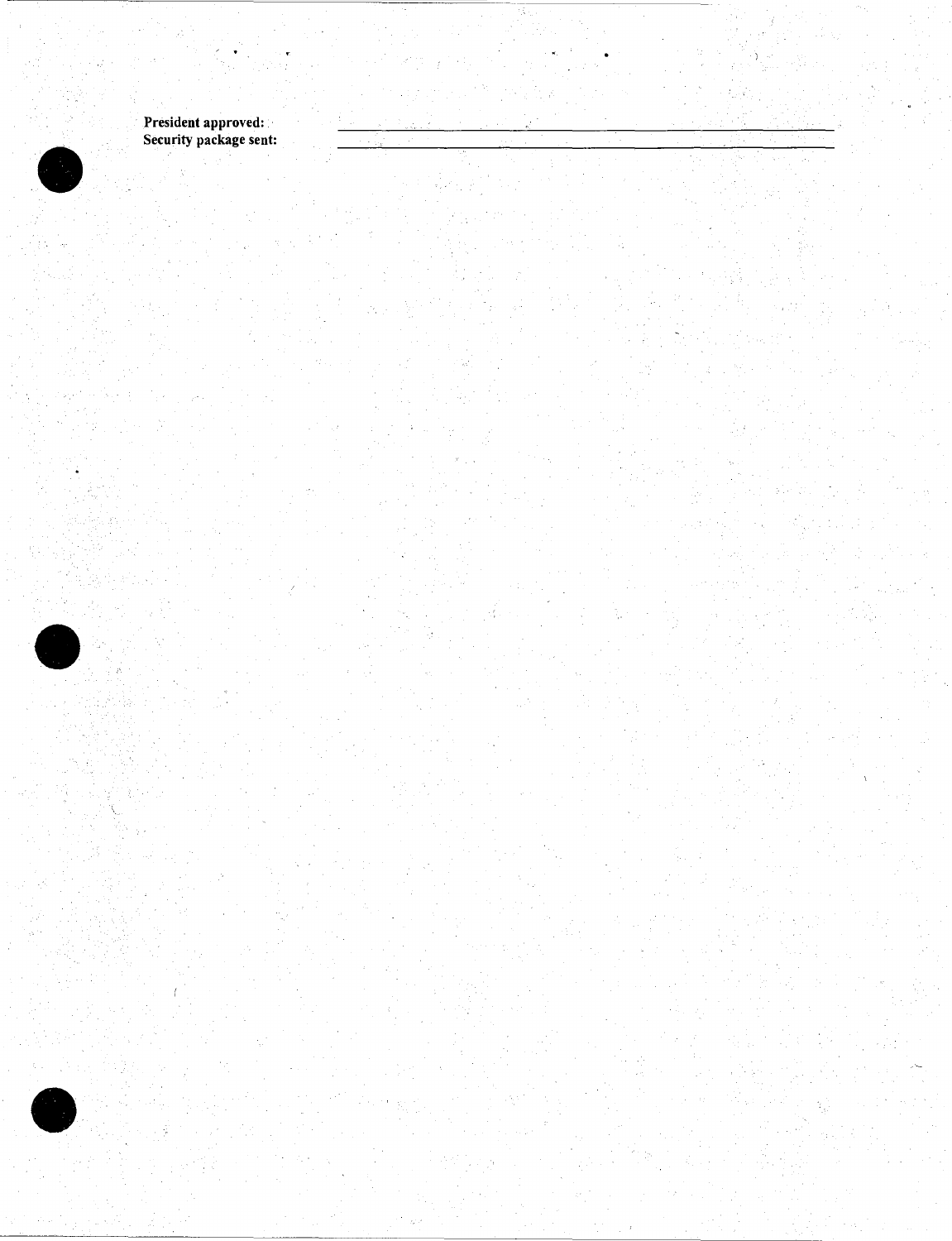**President approved:** \_\_\_\_\_\_\_\_\_\_\_\_\_\_\_\_\_\_\_\_\_\_\_\_\_\_\_\_\_\_\_\_\_\_\_\_\_\_\_\_

**Security package sent:** \_\_\_\_\_\_\_\_\_\_\_\_\_\_\_\_\_\_\_\_\_\_\_\_\_\_\_\_\_\_\_\_\_\_\_\_\_\_\_\_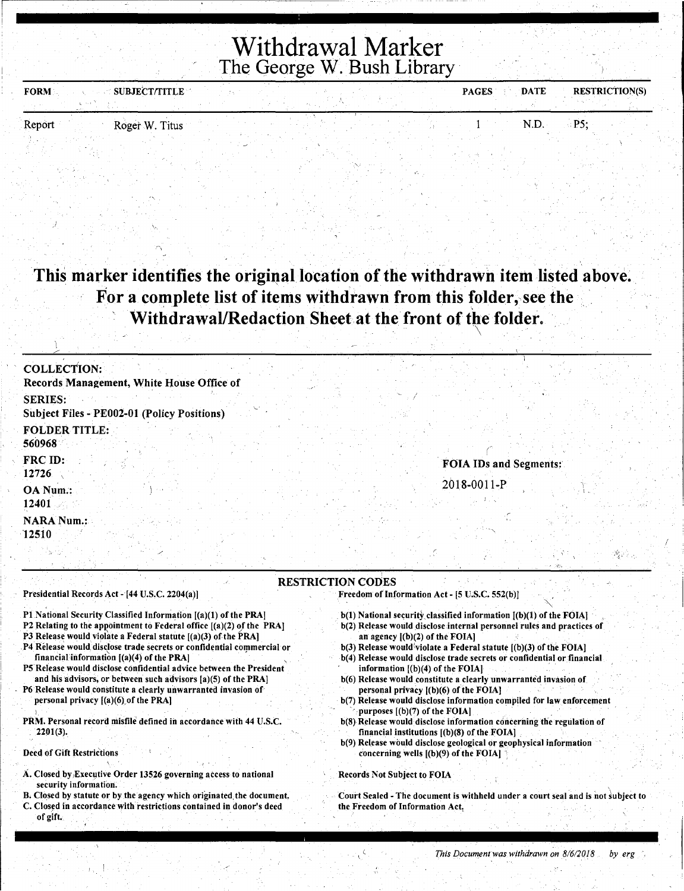# Withdrawal Marker
## The George W. Bush Library

| FORM | SUBJECT/TITLE | PAGES | DATE | RESTRICTION(S) |
|---|---|---|---|---|
| Report | Roger W. Titus | 1 | N.D. | P5; |

**This marker identifies the original location of the withdrawn item listed above. For a complete list of items withdrawn from this folder, see the Withdrawal/Redaction Sheet at the front of the folder.**

**COLLECTION:**
Records Management, White House Office of

**SERIES:**
Subject Files - PE002-01 (Policy Positions)

**FOLDER TITLE:**
560968

**FRC ID:**
12726

**OA Num.:**
12401

**NARA Num.:**
12510

**FOIA IDs and Segments:**

2018-0011-P

**RESTRICTION CODES**

Presidential Records Act - [44 U.S.C. 2204(a)]

P1 National Security Classified Information [(a)(1) of the PRA]
P2 Relating to the appointment to Federal office [(a)(2) of the PRA]
P3 Release would violate a Federal statute [(a)(3) of the PRA]
P4 Release would disclose trade secrets or confidential commercial or financial information [(a)(4) of the PRA]
P5 Release would disclose confidential advice between the President and his advisors, or between such advisors [a)(5) of the PRA]
P6 Release would constitute a clearly unwarranted invasion of personal privacy [(a)(6) of the PRA]

PRM. Personal record misfile defined in accordance with 44 U.S.C. 2201(3).

Deed of Gift Restrictions

A. Closed by Executive Order 13526 governing access to national security information.
B. Closed by statute or by the agency which originated the document.
C. Closed in accordance with restrictions contained in donor's deed of gift.

Freedom of Information Act - [5 U.S.C. 552(b)]

b(1) National security classified information [(b)(1) of the FOIA]
b(2) Release would disclose internal personnel rules and practices of an agency [(b)(2) of the FOIA]
b(3) Release would violate a Federal statute [(b)(3) of the FOIA]
b(4) Release would disclose trade secrets or confidential or financial information [(b)(4) of the FOIA]
b(6) Release would constitute a clearly unwarranted invasion of personal privacy [(b)(6) of the FOIA]
b(7) Release would disclose information compiled for law enforcement purposes [(b)(7) of the FOIA]
b(8) Release would disclose information concerning the regulation of financial institutions [(b)(8) of the FOIA]
b(9) Release would disclose geological or geophysical information concerning wells [(b)(9) of the FOIA]

Records Not Subject to FOIA

Court Sealed - The document is withheld under a court seal and is not subject to the Freedom of Information Act.

*This Document was withdrawn on 8/6/2018 by erg*